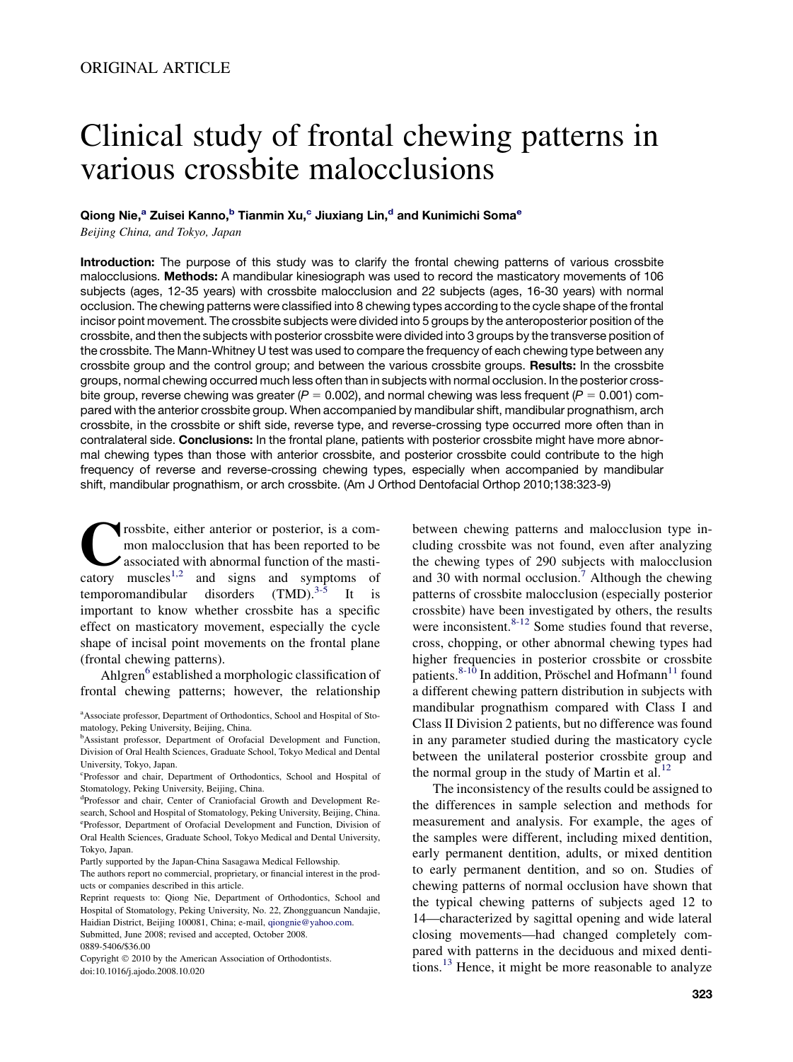ORIGINAL ARTICLE

# Clinical study of frontal chewing patterns in various crossbite malocclusions

**Qiong Nie,[a] Zuisei Kanno,[b] Tianmin Xu,[c] Jiuxiang Lin,[d] and Kunimichi Soma[e]**

*Beijing China, and Tokyo, Japan*

**Introduction:** The purpose of this study was to clarify the frontal chewing patterns of various crossbite malocclusions. **Methods:** A mandibular kinesiograph was used to record the masticatory movements of 106 subjects (ages, 12-35 years) with crossbite malocclusion and 22 subjects (ages, 16-30 years) with normal occlusion. The chewing patterns were classified into 8 chewing types according to the cycle shape of the frontal incisor point movement. The crossbite subjects were divided into 5 groups by the anteroposterior position of the crossbite, and then the subjects with posterior crossbite were divided into 3 groups by the transverse position of the crossbite. The Mann-Whitney U test was used to compare the frequency of each chewing type between any crossbite group and the control group; and between the various crossbite groups. **Results:** In the crossbite groups, normal chewing occurred much less often than in subjects with normal occlusion. In the posterior crossbite group, reverse chewing was greater ($P = 0.002$), and normal chewing was less frequent ($P = 0.001$) compared with the anterior crossbite group. When accompanied by mandibular shift, mandibular prognathism, arch crossbite, in the crossbite or shift side, reverse type, and reverse-crossing type occurred more often than in contralateral side. **Conclusions:** In the frontal plane, patients with posterior crossbite might have more abnormal chewing types than those with anterior crossbite, and posterior crossbite could contribute to the high frequency of reverse and reverse-crossing chewing types, especially when accompanied by mandibular shift, mandibular prognathism, or arch crossbite. (Am J Orthod Dentofacial Orthop 2010;138:323-9)

Crossbite, either anterior or posterior, is a common malocclusion that has been reported to be associated with abnormal function of the masticatory muscles[1,2] and signs and symptoms of temporomandibular disorders (TMD).[3-5] It is important to know whether crossbite has a specific effect on masticatory movement, especially the cycle shape of incisal point movements on the frontal plane (frontal chewing patterns).

Ahlgren[6] established a morphologic classification of frontal chewing patterns; however, the relationship between chewing patterns and malocclusion type including crossbite was not found, even after analyzing the chewing types of 290 subjects with malocclusion and 30 with normal occlusion.[7] Although the chewing patterns of crossbite malocclusion (especially posterior crossbite) have been investigated by others, the results were inconsistent.[8-12] Some studies found that reverse, cross, chopping, or other abnormal chewing types had higher frequencies in posterior crossbite or crossbite patients.[8-10] In addition, Pröschel and Hofmann[11] found a different chewing pattern distribution in subjects with mandibular prognathism compared with Class I and Class II Division 2 patients, but no difference was found in any parameter studied during the masticatory cycle between the unilateral posterior crossbite group and the normal group in the study of Martin et al.[12]

The inconsistency of the results could be assigned to the differences in sample selection and methods for measurement and analysis. For example, the ages of the samples were different, including mixed dentition, early permanent dentition, adults, or mixed dentition to early permanent dentition, and so on. Studies of chewing patterns of normal occlusion have shown that the typical chewing patterns of subjects aged 12 to 14—characterized by sagittal opening and wide lateral closing movements—had changed completely compared with patterns in the deciduous and mixed dentitions.[13] Hence, it might be more reasonable to analyze

[a]Associate professor, Department of Orthodontics, School and Hospital of Stomatology, Peking University, Beijing, China.
[b]Assistant professor, Department of Orofacial Development and Function, Division of Oral Health Sciences, Graduate School, Tokyo Medical and Dental University, Tokyo, Japan.
[c]Professor and chair, Department of Orthodontics, School and Hospital of Stomatology, Peking University, Beijing, China.
[d]Professor and chair, Center of Craniofacial Growth and Development Research, School and Hospital of Stomatology, Peking University, Beijing, China.
[e]Professor, Department of Orofacial Development and Function, Division of Oral Health Sciences, Graduate School, Tokyo Medical and Dental University, Tokyo, Japan.

Partly supported by the Japan-China Sasagawa Medical Fellowship.

The authors report no commercial, proprietary, or financial interest in the products or companies described in this article.

Reprint requests to: Qiong Nie, Department of Orthodontics, School and Hospital of Stomatology, Peking University, No. 22, Zhongguancun Nandajie, Haidian District, Beijing 100081, China; e-mail, qiongnie@yahoo.com.

Submitted, June 2008; revised and accepted, October 2008.

0889-5406/$36.00

Copyright © 2010 by the American Association of Orthodontists.

doi:10.1016/j.ajodo.2008.10.020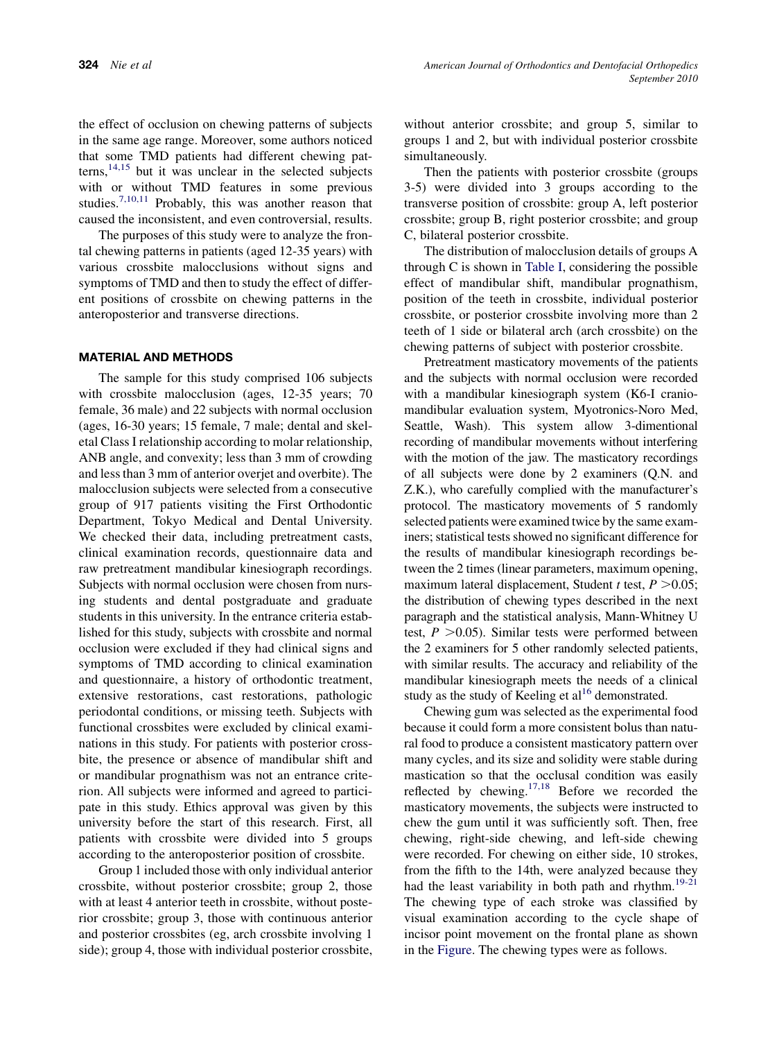the effect of occlusion on chewing patterns of subjects in the same age range. Moreover, some authors noticed that some TMD patients had different chewing patterns,[14,15] but it was unclear in the selected subjects with or without TMD features in some previous studies.[7,10,11] Probably, this was another reason that caused the inconsistent, and even controversial, results.

The purposes of this study were to analyze the frontal chewing patterns in patients (aged 12-35 years) with various crossbite malocclusions without signs and symptoms of TMD and then to study the effect of different positions of crossbite on chewing patterns in the anteroposterior and transverse directions.

## MATERIAL AND METHODS

The sample for this study comprised 106 subjects with crossbite malocclusion (ages, 12-35 years; 70 female, 36 male) and 22 subjects with normal occlusion (ages, 16-30 years; 15 female, 7 male; dental and skeletal Class I relationship according to molar relationship, ANB angle, and convexity; less than 3 mm of crowding and less than 3 mm of anterior overjet and overbite). The malocclusion subjects were selected from a consecutive group of 917 patients visiting the First Orthodontic Department, Tokyo Medical and Dental University. We checked their data, including pretreatment casts, clinical examination records, questionnaire data and raw pretreatment mandibular kinesiograph recordings. Subjects with normal occlusion were chosen from nursing students and dental postgraduate and graduate students in this university. In the entrance criteria established for this study, subjects with crossbite and normal occlusion were excluded if they had clinical signs and symptoms of TMD according to clinical examination and questionnaire, a history of orthodontic treatment, extensive restorations, cast restorations, pathologic periodontal conditions, or missing teeth. Subjects with functional crossbites were excluded by clinical examinations in this study. For patients with posterior crossbite, the presence or absence of mandibular shift and or mandibular prognathism was not an entrance criterion. All subjects were informed and agreed to participate in this study. Ethics approval was given by this university before the start of this research. First, all patients with crossbite were divided into 5 groups according to the anteroposterior position of crossbite.

Group 1 included those with only individual anterior crossbite, without posterior crossbite; group 2, those with at least 4 anterior teeth in crossbite, without posterior crossbite; group 3, those with continuous anterior and posterior crossbites (eg, arch crossbite involving 1 side); group 4, those with individual posterior crossbite, without anterior crossbite; and group 5, similar to groups 1 and 2, but with individual posterior crossbite simultaneously.

Then the patients with posterior crossbite (groups 3-5) were divided into 3 groups according to the transverse position of crossbite: group A, left posterior crossbite; group B, right posterior crossbite; and group C, bilateral posterior crossbite.

The distribution of malocclusion details of groups A through C is shown in Table I, considering the possible effect of mandibular shift, mandibular prognathism, position of the teeth in crossbite, individual posterior crossbite, or posterior crossbite involving more than 2 teeth of 1 side or bilateral arch (arch crossbite) on the chewing patterns of subject with posterior crossbite.

Pretreatment masticatory movements of the patients and the subjects with normal occlusion were recorded with a mandibular kinesiograph system (K6-I craniomandibular evaluation system, Myotronics-Noro Med, Seattle, Wash). This system allow 3-dimentional recording of mandibular movements without interfering with the motion of the jaw. The masticatory recordings of all subjects were done by 2 examiners (Q.N. and Z.K.), who carefully complied with the manufacturer's protocol. The masticatory movements of 5 randomly selected patients were examined twice by the same examiners; statistical tests showed no significant difference for the results of mandibular kinesiograph recordings between the 2 times (linear parameters, maximum opening, maximum lateral displacement, Student *t* test, $P > 0.05$; the distribution of chewing types described in the next paragraph and the statistical analysis, Mann-Whitney U test, $P > 0.05$). Similar tests were performed between the 2 examiners for 5 other randomly selected patients, with similar results. The accuracy and reliability of the mandibular kinesiograph meets the needs of a clinical study as the study of Keeling et al[16] demonstrated.

Chewing gum was selected as the experimental food because it could form a more consistent bolus than natural food to produce a consistent masticatory pattern over many cycles, and its size and solidity were stable during mastication so that the occlusal condition was easily reflected by chewing.[17,18] Before we recorded the masticatory movements, the subjects were instructed to chew the gum until it was sufficiently soft. Then, free chewing, right-side chewing, and left-side chewing were recorded. For chewing on either side, 10 strokes, from the fifth to the 14th, were analyzed because they had the least variability in both path and rhythm.[19-21] The chewing type of each stroke was classified by visual examination according to the cycle shape of incisor point movement on the frontal plane as shown in the Figure. The chewing types were as follows.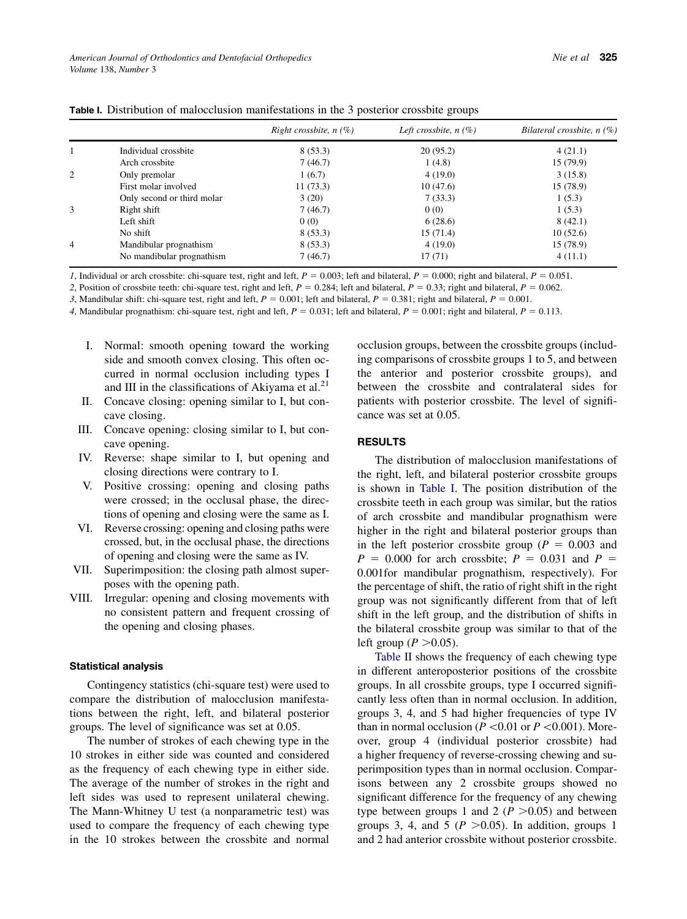**Table I.** Distribution of malocclusion manifestations in the 3 posterior crossbite groups

| | | *Right crossbite, n (%)* | *Left crossbite, n (%)* | *Bilateral crossbite, n (%)* |
|---|---|---|---|---|
| 1 | Individual crossbite | 8 (53.3) | 20 (95.2) | 4 (21.1) |
| | Arch crossbite | 7 (46.7) | 1 (4.8) | 15 (79.9) |
| 2 | Only premolar | 1 (6.7) | 4 (19.0) | 3 (15.8) |
| | First molar involved | 11 (73.3) | 10 (47.6) | 15 (78.9) |
| | Only second or third molar | 3 (20) | 7 (33.3) | 1 (5.3) |
| 3 | Right shift | 7 (46.7) | 0 (0) | 1 (5.3) |
| | Left shift | 0 (0) | 6 (28.6) | 8 (42.1) |
| | No shift | 8 (53.3) | 15 (71.4) | 10 (52.6) |
| 4 | Mandibular prognathism | 8 (53.3) | 4 (19.0) | 15 (78.9) |
| | No mandibular prognathism | 7 (46.7) | 17 (71) | 4 (11.1) |

*1*, Individual or arch crossbite: chi-square test, right and left, $P = 0.003$; left and bilateral, $P = 0.000$; right and bilateral, $P = 0.051$.
*2*, Position of crossbite teeth: chi-square test, right and left, $P = 0.284$; left and bilateral, $P = 0.33$; right and bilateral, $P = 0.062$.
*3*, Mandibular shift: chi-square test, right and left, $P = 0.001$; left and bilateral, $P = 0.381$; right and bilateral, $P = 0.001$.
*4*, Mandibular prognathism: chi-square test, right and left, $P = 0.031$; left and bilateral, $P = 0.001$; right and bilateral, $P = 0.113$.

I. Normal: smooth opening toward the working side and smooth convex closing. This often occurred in normal occlusion including types I and III in the classifications of Akiyama et al.[21]
II. Concave closing: opening similar to I, but concave closing.
III. Concave opening: closing similar to I, but concave opening.
IV. Reverse: shape similar to I, but opening and closing directions were contrary to I.
V. Positive crossing: opening and closing paths were crossed; in the occlusal phase, the directions of opening and closing were the same as I.
VI. Reverse crossing: opening and closing paths were crossed, but, in the occlusal phase, the directions of opening and closing were the same as IV.
VII. Superimposition: the closing path almost superposes with the opening path.
VIII. Irregular: opening and closing movements with no consistent pattern and frequent crossing of the opening and closing phases.

### Statistical analysis

Contingency statistics (chi-square test) were used to compare the distribution of malocclusion manifestations between the right, left, and bilateral posterior groups. The level of significance was set at 0.05.

The number of strokes of each chewing type in the 10 strokes in either side was counted and considered as the frequency of each chewing type in either side. The average of the number of strokes in the right and left sides was used to represent unilateral chewing. The Mann-Whitney U test (a nonparametric test) was used to compare the frequency of each chewing type in the 10 strokes between the crossbite and normal occlusion groups, between the crossbite groups (including comparisons of crossbite groups 1 to 5, and between the anterior and posterior crossbite groups), and between the crossbite and contralateral sides for patients with posterior crossbite. The level of significance was set at 0.05.

## RESULTS

The distribution of malocclusion manifestations of the right, left, and bilateral posterior crossbite groups is shown in Table I. The position distribution of the crossbite teeth in each group was similar, but the ratios of arch crossbite and mandibular prognathism were higher in the right and bilateral posterior groups than in the left posterior crossbite group ($P = 0.003$ and $P = 0.000$ for arch crossbite; $P = 0.031$ and $P = 0.001$for mandibular prognathism, respectively). For the percentage of shift, the ratio of right shift in the right group was not significantly different from that of left shift in the left group, and the distribution of shifts in the bilateral crossbite group was similar to that of the left group ($P > 0.05$).

Table II shows the frequency of each chewing type in different anteroposterior positions of the crossbite groups. In all crossbite groups, type I occurred significantly less often than in normal occlusion. In addition, groups 3, 4, and 5 had higher frequencies of type IV than in normal occlusion ($P < 0.01$ or $P < 0.001$). Moreover, group 4 (individual posterior crossbite) had a higher frequency of reverse-crossing chewing and superimposition types than in normal occlusion. Comparisons between any 2 crossbite groups showed no significant difference for the frequency of any chewing type between groups 1 and 2 ($P > 0.05$) and between groups 3, 4, and 5 ($P > 0.05$). In addition, groups 1 and 2 had anterior crossbite without posterior crossbite.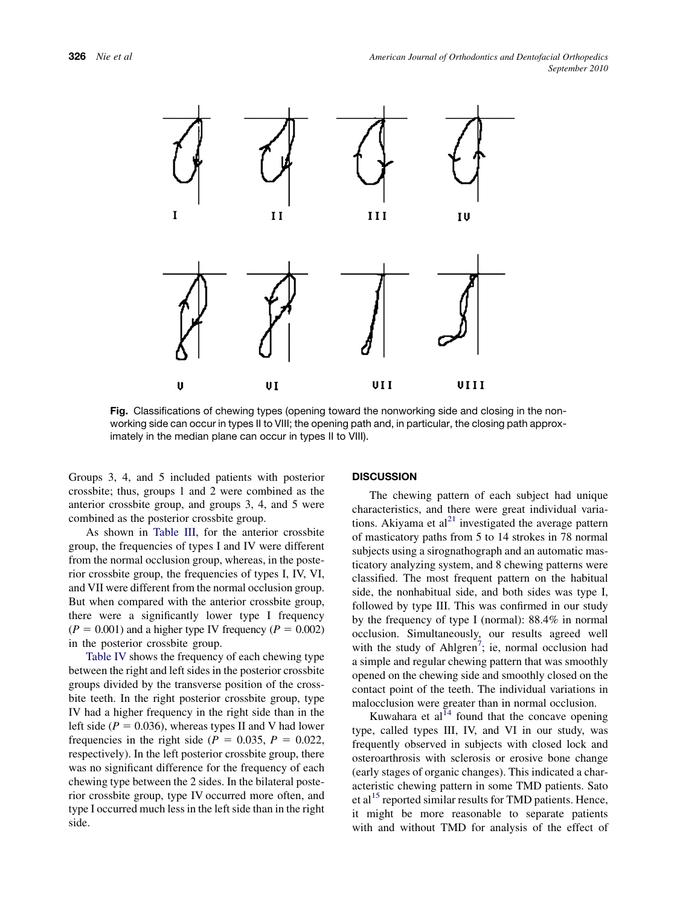Fig. Classifications of chewing types (opening toward the nonworking side and closing in the nonworking side can occur in types II to VIII; the opening path and, in particular, the closing path approximately in the median plane can occur in types II to VIII).

Groups 3, 4, and 5 included patients with posterior crossbite; thus, groups 1 and 2 were combined as the anterior crossbite group, and groups 3, 4, and 5 were combined as the posterior crossbite group.

As shown in Table III, for the anterior crossbite group, the frequencies of types I and IV were different from the normal occlusion group, whereas, in the posterior crossbite group, the frequencies of types I, IV, VI, and VII were different from the normal occlusion group. But when compared with the anterior crossbite group, there were a significantly lower type I frequency ($P = 0.001$) and a higher type IV frequency ($P = 0.002$) in the posterior crossbite group.

Table IV shows the frequency of each chewing type between the right and left sides in the posterior crossbite groups divided by the transverse position of the crossbite teeth. In the right posterior crossbite group, type IV had a higher frequency in the right side than in the left side ($P = 0.036$), whereas types II and V had lower frequencies in the right side ($P = 0.035$, $P = 0.022$, respectively). In the left posterior crossbite group, there was no significant difference for the frequency of each chewing type between the 2 sides. In the bilateral posterior crossbite group, type IV occurred more often, and type I occurred much less in the left side than in the right side.

## DISCUSSION

The chewing pattern of each subject had unique characteristics, and there were great individual variations. Akiyama et al[21] investigated the average pattern of masticatory paths from 5 to 14 strokes in 78 normal subjects using a sirognathograph and an automatic masticatory analyzing system, and 8 chewing patterns were classified. The most frequent pattern on the habitual side, the nonhabitual side, and both sides was type I, followed by type III. This was confirmed in our study by the frequency of type I (normal): 88.4% in normal occlusion. Simultaneously, our results agreed well with the study of Ahlgren[7]; ie, normal occlusion had a simple and regular chewing pattern that was smoothly opened on the chewing side and smoothly closed on the contact point of the teeth. The individual variations in malocclusion were greater than in normal occlusion.

Kuwahara et al[14] found that the concave opening type, called types III, IV, and VI in our study, was frequently observed in subjects with closed lock and osteoarthrosis with sclerosis or erosive bone change (early stages of organic changes). This indicated a characteristic chewing pattern in some TMD patients. Sato et al[15] reported similar results for TMD patients. Hence, it might be more reasonable to separate patients with and without TMD for analysis of the effect of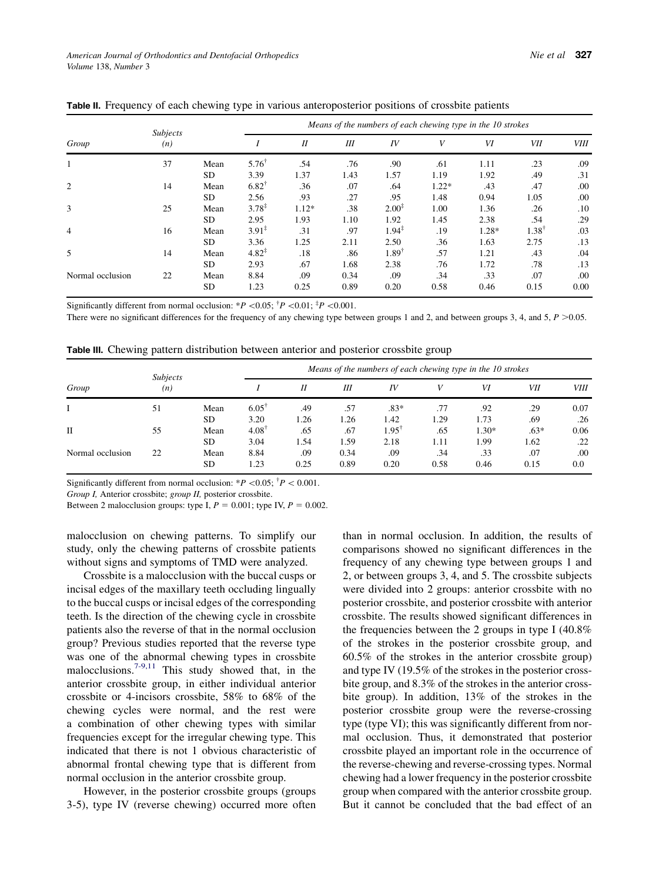**Table II.** Frequency of each chewing type in various anteroposterior positions of crossbite patients

| Group | Subjects (n) | | Means of the numbers of each chewing type in the 10 strokes | | | | | | | |
|---|---|---|---|---|---|---|---|---|---|---|
| | | | I | II | III | IV | V | VI | VII | VIII |
| 1 | 37 | Mean | 5.76$^{\dagger}$ | .54 | .76 | .90 | .61 | 1.11 | .23 | .09 |
| | | SD | 3.39 | 1.37 | 1.43 | 1.57 | 1.19 | 1.92 | .49 | .31 |
| 2 | 14 | Mean | 6.82$^{\dagger}$ | .36 | .07 | .64 | 1.22* | .43 | .47 | .00 |
| | | SD | 2.56 | .93 | .27 | .95 | 1.48 | 0.94 | 1.05 | .00 |
| 3 | 25 | Mean | 3.78$^{\ddagger}$ | 1.12* | .38 | 2.00$^{\ddagger}$ | 1.00 | 1.36 | .26 | .10 |
| | | SD | 2.95 | 1.93 | 1.10 | 1.92 | 1.45 | 2.38 | .54 | .29 |
| 4 | 16 | Mean | 3.91$^{\ddagger}$ | .31 | .97 | 1.94$^{\ddagger}$ | .19 | 1.28* | 1.38$^{\dagger}$ | .03 |
| | | SD | 3.36 | 1.25 | 2.11 | 2.50 | .36 | 1.63 | 2.75 | .13 |
| 5 | 14 | Mean | 4.82$^{\ddagger}$ | .18 | .86 | 1.89$^{\dagger}$ | .57 | 1.21 | .43 | .04 |
| | | SD | 2.93 | .67 | 1.68 | 2.38 | .76 | 1.72 | .78 | .13 |
| Normal occlusion | 22 | Mean | 8.84 | .09 | 0.34 | .09 | .34 | .33 | .07 | .00 |
| | | SD | 1.23 | 0.25 | 0.89 | 0.20 | 0.58 | 0.46 | 0.15 | 0.00 |

Significantly different from normal occlusion: *$P < 0.05$; $^{\dagger}P < 0.01$; $^{\ddagger}P < 0.001$.

There were no significant differences for the frequency of any chewing type between groups 1 and 2, and between groups 3, 4, and 5, $P > 0.05$.

**Table III.** Chewing pattern distribution between anterior and posterior crossbite group

| Group | Subjects (n) | | Means of the numbers of each chewing type in the 10 strokes | | | | | | | |
|---|---|---|---|---|---|---|---|---|---|---|
| | | | I | II | III | IV | V | VI | VII | VIII |
| I | 51 | Mean | 6.05$^{\dagger}$ | .49 | .57 | .83* | .77 | .92 | .29 | 0.07 |
| | | SD | 3.20 | 1.26 | 1.26 | 1.42 | 1.29 | 1.73 | .69 | .26 |
| II | 55 | Mean | 4.08$^{\dagger}$ | .65 | .67 | 1.95$^{\dagger}$ | .65 | 1.30* | .63* | 0.06 |
| | | SD | 3.04 | 1.54 | 1.59 | 2.18 | 1.11 | 1.99 | 1.62 | .22 |
| Normal occlusion | 22 | Mean | 8.84 | .09 | 0.34 | .09 | .34 | .33 | .07 | .00 |
| | | SD | 1.23 | 0.25 | 0.89 | 0.20 | 0.58 | 0.46 | 0.15 | 0.0 |

Significantly different from normal occlusion: *$P < 0.05$; $^{\dagger}P < 0.001$.

*Group I,* Anterior crossbite; *group II,* posterior crossbite.

Between 2 malocclusion groups: type I, $P = 0.001$; type IV, $P = 0.002$.

malocclusion on chewing patterns. To simplify our study, only the chewing patterns of crossbite patients without signs and symptoms of TMD were analyzed.

Crossbite is a malocclusion with the buccal cusps or incisal edges of the maxillary teeth occluding lingually to the buccal cusps or incisal edges of the corresponding teeth. Is the direction of the chewing cycle in crossbite patients also the reverse of that in the normal occlusion group? Previous studies reported that the reverse type was one of the abnormal chewing types in crossbite malocclusions.[7-9,11] This study showed that, in the anterior crossbite group, in either individual anterior crossbite or 4-incisors crossbite, 58% to 68% of the chewing cycles were normal, and the rest were a combination of other chewing types with similar frequencies except for the irregular chewing type. This indicated that there is not 1 obvious characteristic of abnormal frontal chewing type that is different from normal occlusion in the anterior crossbite group.

However, in the posterior crossbite groups (groups 3-5), type IV (reverse chewing) occurred more often than in normal occlusion. In addition, the results of comparisons showed no significant differences in the frequency of any chewing type between groups 1 and 2, or between groups 3, 4, and 5. The crossbite subjects were divided into 2 groups: anterior crossbite with no posterior crossbite, and posterior crossbite with anterior crossbite. The results showed significant differences in the frequencies between the 2 groups in type I (40.8% of the strokes in the posterior crossbite group, and 60.5% of the strokes in the anterior crossbite group) and type IV (19.5% of the strokes in the posterior crossbite group, and 8.3% of the strokes in the anterior crossbite group). In addition, 13% of the strokes in the posterior crossbite group were the reverse-crossing type (type VI); this was significantly different from normal occlusion. Thus, it demonstrated that posterior crossbite played an important role in the occurrence of the reverse-chewing and reverse-crossing types. Normal chewing had a lower frequency in the posterior crossbite group when compared with the anterior crossbite group. But it cannot be concluded that the bad effect of an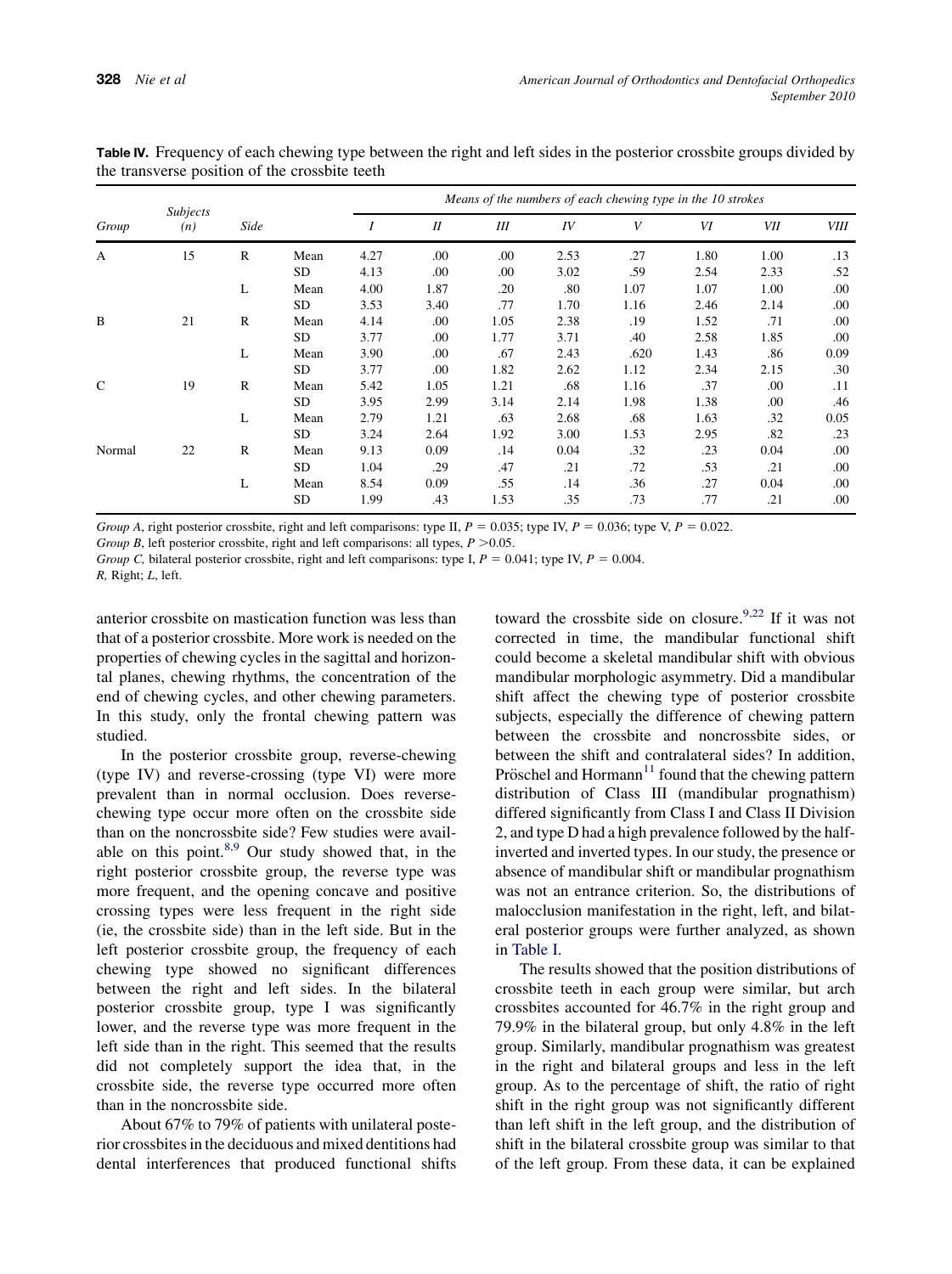**Table IV.** Frequency of each chewing type between the right and left sides in the posterior crossbite groups divided by the transverse position of the crossbite teeth

| Group | Subjects (n) | Side | | Means of the numbers of each chewing type in the 10 strokes | | | | | | | |
|---|---|---|---|---|---|---|---|---|---|---|---|
| | | | | I | II | III | IV | V | VI | VII | VIII |
| A | 15 | R | Mean | 4.27 | .00 | .00 | 2.53 | .27 | 1.80 | 1.00 | .13 |
| | | | SD | 4.13 | .00 | .00 | 3.02 | .59 | 2.54 | 2.33 | .52 |
| | | L | Mean | 4.00 | 1.87 | .20 | .80 | 1.07 | 1.07 | 1.00 | .00 |
| | | | SD | 3.53 | 3.40 | .77 | 1.70 | 1.16 | 2.46 | 2.14 | .00 |
| B | 21 | R | Mean | 4.14 | .00 | 1.05 | 2.38 | .19 | 1.52 | .71 | .00 |
| | | | SD | 3.77 | .00 | 1.77 | 3.71 | .40 | 2.58 | 1.85 | .00 |
| | | L | Mean | 3.90 | .00 | .67 | 2.43 | .620 | 1.43 | .86 | 0.09 |
| | | | SD | 3.77 | .00 | 1.82 | 2.62 | 1.12 | 2.34 | 2.15 | .30 |
| C | 19 | R | Mean | 5.42 | 1.05 | 1.21 | .68 | 1.16 | .37 | .00 | .11 |
| | | | SD | 3.95 | 2.99 | 3.14 | 2.14 | 1.98 | 1.38 | .00 | .46 |
| | | L | Mean | 2.79 | 1.21 | .63 | 2.68 | .68 | 1.63 | .32 | 0.05 |
| | | | SD | 3.24 | 2.64 | 1.92 | 3.00 | 1.53 | 2.95 | .82 | .23 |
| Normal | 22 | R | Mean | 9.13 | 0.09 | .14 | 0.04 | .32 | .23 | 0.04 | .00 |
| | | | SD | 1.04 | .29 | .47 | .21 | .72 | .53 | .21 | .00 |
| | | L | Mean | 8.54 | 0.09 | .55 | .14 | .36 | .27 | 0.04 | .00 |
| | | | SD | 1.99 | .43 | 1.53 | .35 | .73 | .77 | .21 | .00 |

*Group A*, right posterior crossbite, right and left comparisons: type II, $P = 0.035$; type IV, $P = 0.036$; type V, $P = 0.022$.
*Group B*, left posterior crossbite, right and left comparisons: all types, $P > 0.05$.
*Group C,* bilateral posterior crossbite, right and left comparisons: type I, $P = 0.041$; type IV, $P = 0.004$.
*R,* Right; *L*, left.

anterior crossbite on mastication function was less than that of a posterior crossbite. More work is needed on the properties of chewing cycles in the sagittal and horizontal planes, chewing rhythms, the concentration of the end of chewing cycles, and other chewing parameters. In this study, only the frontal chewing pattern was studied.

In the posterior crossbite group, reverse-chewing (type IV) and reverse-crossing (type VI) were more prevalent than in normal occlusion. Does reverse-chewing type occur more often on the crossbite side than on the noncrossbite side? Few studies were available on this point.[8,9] Our study showed that, in the right posterior crossbite group, the reverse type was more frequent, and the opening concave and positive crossing types were less frequent in the right side (ie, the crossbite side) than in the left side. But in the left posterior crossbite group, the frequency of each chewing type showed no significant differences between the right and left sides. In the bilateral posterior crossbite group, type I was significantly lower, and the reverse type was more frequent in the left side than in the right. This seemed that the results did not completely support the idea that, in the crossbite side, the reverse type occurred more often than in the noncrossbite side.

About 67% to 79% of patients with unilateral posterior crossbites in the deciduous and mixed dentitions had dental interferences that produced functional shifts toward the crossbite side on closure.[9,22] If it was not corrected in time, the mandibular functional shift could become a skeletal mandibular shift with obvious mandibular morphologic asymmetry. Did a mandibular shift affect the chewing type of posterior crossbite subjects, especially the difference of chewing pattern between the crossbite and noncrossbite sides, or between the shift and contralateral sides? In addition, Pröschel and Hormann[11] found that the chewing pattern distribution of Class III (mandibular prognathism) differed significantly from Class I and Class II Division 2, and type D had a high prevalence followed by the half-inverted and inverted types. In our study, the presence or absence of mandibular shift or mandibular prognathism was not an entrance criterion. So, the distributions of malocclusion manifestation in the right, left, and bilateral posterior groups were further analyzed, as shown in Table I.

The results showed that the position distributions of crossbite teeth in each group were similar, but arch crossbites accounted for 46.7% in the right group and 79.9% in the bilateral group, but only 4.8% in the left group. Similarly, mandibular prognathism was greatest in the right and bilateral groups and less in the left group. As to the percentage of shift, the ratio of right shift in the right group was not significantly different than left shift in the left group, and the distribution of shift in the bilateral crossbite group was similar to that of the left group. From these data, it can be explained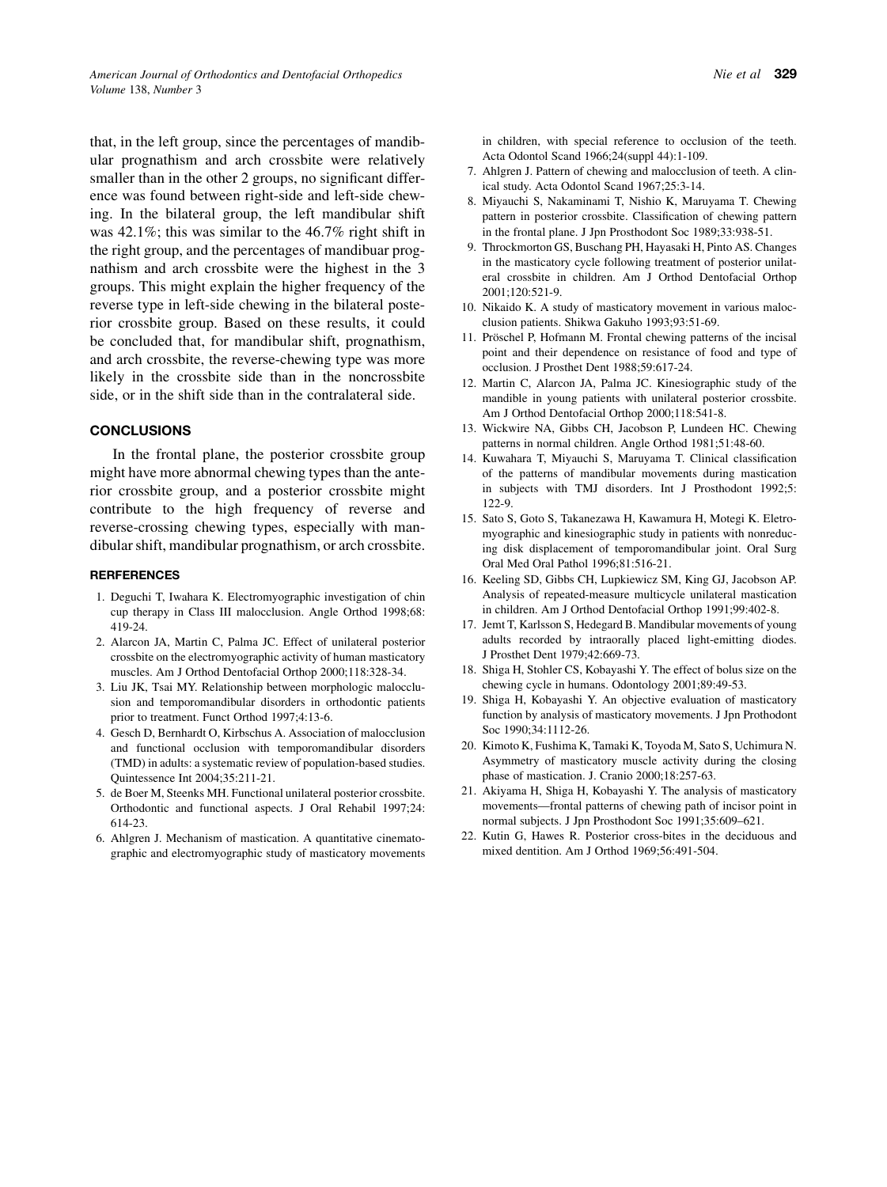that, in the left group, since the percentages of mandibular prognathism and arch crossbite were relatively smaller than in the other 2 groups, no significant difference was found between right-side and left-side chewing. In the bilateral group, the left mandibular shift was 42.1%; this was similar to the 46.7% right shift in the right group, and the percentages of mandibuar prognathism and arch crossbite were the highest in the 3 groups. This might explain the higher frequency of the reverse type in left-side chewing in the bilateral posterior crossbite group. Based on these results, it could be concluded that, for mandibular shift, prognathism, and arch crossbite, the reverse-chewing type was more likely in the crossbite side than in the noncrossbite side, or in the shift side than in the contralateral side.

## CONCLUSIONS

In the frontal plane, the posterior crossbite group might have more abnormal chewing types than the anterior crossbite group, and a posterior crossbite might contribute to the high frequency of reverse and reverse-crossing chewing types, especially with mandibular shift, mandibular prognathism, or arch crossbite.

## RERFERENCES

1. Deguchi T, Iwahara K. Electromyographic investigation of chin cup therapy in Class III malocclusion. Angle Orthod 1998;68: 419-24.
2. Alarcon JA, Martin C, Palma JC. Effect of unilateral posterior crossbite on the electromyographic activity of human masticatory muscles. Am J Orthod Dentofacial Orthop 2000;118:328-34.
3. Liu JK, Tsai MY. Relationship between morphologic malocclusion and temporomandibular disorders in orthodontic patients prior to treatment. Funct Orthod 1997;4:13-6.
4. Gesch D, Bernhardt O, Kirbschus A. Association of malocclusion and functional occlusion with temporomandibular disorders (TMD) in adults: a systematic review of population-based studies. Quintessence Int 2004;35:211-21.
5. de Boer M, Steenks MH. Functional unilateral posterior crossbite. Orthodontic and functional aspects. J Oral Rehabil 1997;24: 614-23.
6. Ahlgren J. Mechanism of mastication. A quantitative cinematographic and electromyographic study of masticatory movements in children, with special reference to occlusion of the teeth. Acta Odontol Scand 1966;24(suppl 44):1-109.
7. Ahlgren J. Pattern of chewing and malocclusion of teeth. A clinical study. Acta Odontol Scand 1967;25:3-14.
8. Miyauchi S, Nakaminami T, Nishio K, Maruyama T. Chewing pattern in posterior crossbite. Classification of chewing pattern in the frontal plane. J Jpn Prosthodont Soc 1989;33:938-51.
9. Throckmorton GS, Buschang PH, Hayasaki H, Pinto AS. Changes in the masticatory cycle following treatment of posterior unilateral crossbite in children. Am J Orthod Dentofacial Orthop 2001;120:521-9.
10. Nikaido K. A study of masticatory movement in various malocclusion patients. Shikwa Gakuho 1993;93:51-69.
11. Pröschel P, Hofmann M. Frontal chewing patterns of the incisal point and their dependence on resistance of food and type of occlusion. J Prosthet Dent 1988;59:617-24.
12. Martin C, Alarcon JA, Palma JC. Kinesiographic study of the mandible in young patients with unilateral posterior crossbite. Am J Orthod Dentofacial Orthop 2000;118:541-8.
13. Wickwire NA, Gibbs CH, Jacobson P, Lundeen HC. Chewing patterns in normal children. Angle Orthod 1981;51:48-60.
14. Kuwahara T, Miyauchi S, Maruyama T. Clinical classification of the patterns of mandibular movements during mastication in subjects with TMJ disorders. Int J Prosthodont 1992;5: 122-9.
15. Sato S, Goto S, Takanezawa H, Kawamura H, Motegi K. Eletromyographic and kinesiographic study in patients with nonreducing disk displacement of temporomandibular joint. Oral Surg Oral Med Oral Pathol 1996;81:516-21.
16. Keeling SD, Gibbs CH, Lupkiewicz SM, King GJ, Jacobson AP. Analysis of repeated-measure multicycle unilateral mastication in children. Am J Orthod Dentofacial Orthop 1991;99:402-8.
17. Jemt T, Karlsson S, Hedegard B. Mandibular movements of young adults recorded by intraorally placed light-emitting diodes. J Prosthet Dent 1979;42:669-73.
18. Shiga H, Stohler CS, Kobayashi Y. The effect of bolus size on the chewing cycle in humans. Odontology 2001;89:49-53.
19. Shiga H, Kobayashi Y. An objective evaluation of masticatory function by analysis of masticatory movements. J Jpn Prothodont Soc 1990;34:1112-26.
20. Kimoto K, Fushima K, Tamaki K, Toyoda M, Sato S, Uchimura N. Asymmetry of masticatory muscle activity during the closing phase of mastication. J. Cranio 2000;18:257-63.
21. Akiyama H, Shiga H, Kobayashi Y. The analysis of masticatory movements—frontal patterns of chewing path of incisor point in normal subjects. J Jpn Prosthodont Soc 1991;35:609–621.
22. Kutin G, Hawes R. Posterior cross-bites in the deciduous and mixed dentition. Am J Orthod 1969;56:491-504.